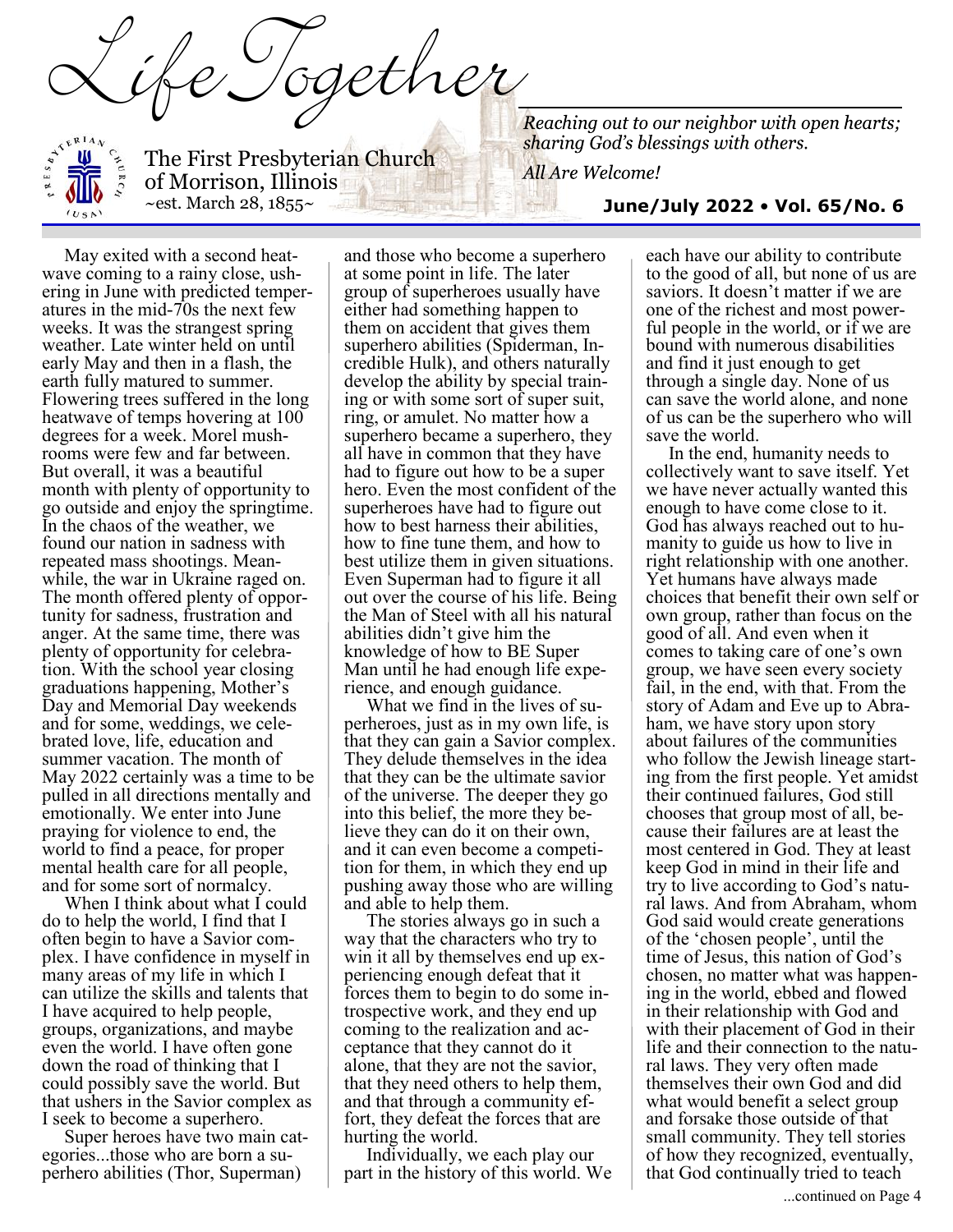# Life Together

The First Presbyterian Church of Morrison, Illinois
~est. March 28, 1855~

*Reaching out to our neighbor with open hearts; sharing God's blessings with others.*

*All Are Welcome!*

**June/July 2022 • Vol. 65/No. 6**

May exited with a second heatwave coming to a rainy close, ushering in June with predicted temperatures in the mid-70s the next few weeks. It was the strangest spring weather. Late winter held on until early May and then in a flash, the earth fully matured to summer. Flowering trees suffered in the long heatwave of temps hovering at 100 degrees for a week. Morel mushrooms were few and far between. But overall, it was a beautiful month with plenty of opportunity to go outside and enjoy the springtime. In the chaos of the weather, we found our nation in sadness with repeated mass shootings. Meanwhile, the war in Ukraine raged on. The month offered plenty of opportunity for sadness, frustration and anger. At the same time, there was plenty of opportunity for celebration. With the school year closing graduations happening, Mother's Day and Memorial Day weekends and for some, weddings, we celebrated love, life, education and summer vacation. The month of May 2022 certainly was a time to be pulled in all directions mentally and emotionally. We enter into June praying for violence to end, the world to find a peace, for proper mental health care for all people, and for some sort of normalcy.

When I think about what I could do to help the world, I find that I often begin to have a Savior complex. I have confidence in myself in many areas of my life in which I can utilize the skills and talents that I have acquired to help people, groups, organizations, and maybe even the world. I have often gone down the road of thinking that I could possibly save the world. But that ushers in the Savior complex as I seek to become a superhero.

Super heroes have two main categories...those who are born a superhero abilities (Thor, Superman) and those who become a superhero at some point in life. The later group of superheroes usually have either had something happen to them on accident that gives them superhero abilities (Spiderman, Incredible Hulk), and others naturally develop the ability by special training or with some sort of super suit, ring, or amulet. No matter how a superhero became a superhero, they all have in common that they have had to figure out how to be a super hero. Even the most confident of the superheroes have had to figure out how to best harness their abilities, how to fine tune them, and how to best utilize them in given situations. Even Superman had to figure it all out over the course of his life. Being the Man of Steel with all his natural abilities didn't give him the knowledge of how to BE Super Man until he had enough life experience, and enough guidance.

What we find in the lives of superheroes, just as in my own life, is that they can gain a Savior complex. They delude themselves in the idea that they can be the ultimate savior of the universe. The deeper they go into this belief, the more they believe they can do it on their own, and it can even become a competition for them, in which they end up pushing away those who are willing and able to help them.

The stories always go in such a way that the characters who try to win it all by themselves end up experiencing enough defeat that it forces them to begin to do some introspective work, and they end up coming to the realization and acceptance that they cannot do it alone, that they are not the savior, that they need others to help them, and that through a community effort, they defeat the forces that are hurting the world.

Individually, we each play our part in the history of this world. We each have our ability to contribute to the good of all, but none of us are saviors. It doesn't matter if we are one of the richest and most powerful people in the world, or if we are bound with numerous disabilities and find it just enough to get through a single day. None of us can save the world alone, and none of us can be the superhero who will save the world.

In the end, humanity needs to collectively want to save itself. Yet we have never actually wanted this enough to have come close to it. God has always reached out to humanity to guide us how to live in right relationship with one another. Yet humans have always made choices that benefit their own self or own group, rather than focus on the good of all. And even when it comes to taking care of one's own group, we have seen every society fail, in the end, with that. From the story of Adam and Eve up to Abraham, we have story upon story about failures of the communities who follow the Jewish lineage starting from the first people. Yet amidst their continued failures, God still chooses that group most of all, because their failures are at least the most centered in God. They at least keep God in mind in their life and try to live according to God's natural laws. And from Abraham, whom God said would create generations of the 'chosen people', until the time of Jesus, this nation of God's chosen, no matter what was happening in the world, ebbed and flowed in their relationship with God and with their placement of God in their life and their connection to the natural laws. They very often made themselves their own God and did what would benefit a select group and forsake those outside of that small community. They tell stories of how they recognized, eventually, that God continually tried to teach

...continued on Page 4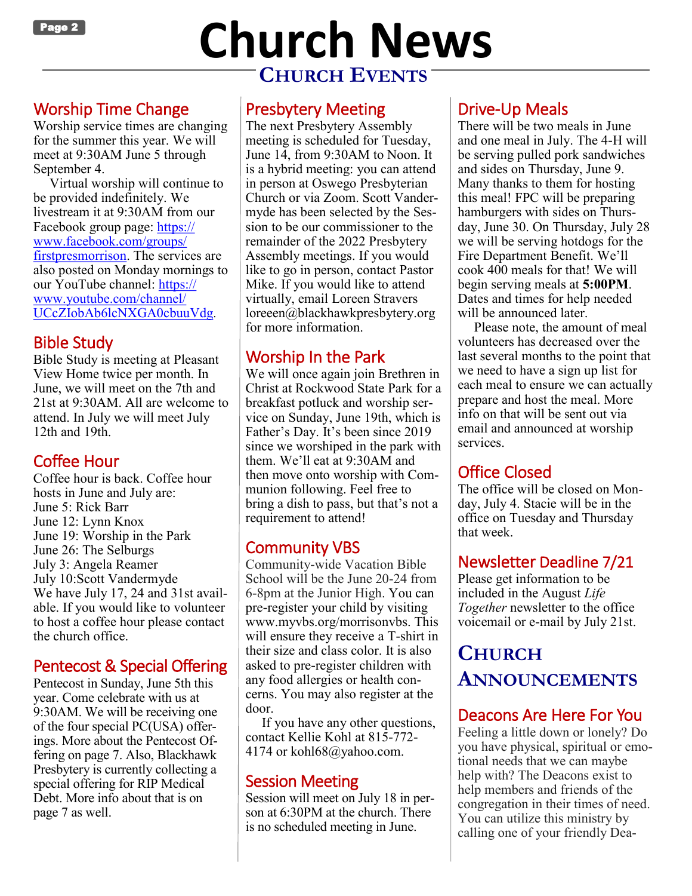# Church News

## Church Events

### Worship Time Change

Worship service times are changing for the summer this year. We will meet at 9:30AM June 5 through September 4.

Virtual worship will continue to be provided indefinitely. We livestream it at 9:30AM from our Facebook group page: https://www.facebook.com/groups/firstpresmorrison. The services are also posted on Monday mornings to our YouTube channel: https://www.youtube.com/channel/UCcZIobAb6lcNXGA0cbuuVdg.

### Bible Study

Bible Study is meeting at Pleasant View Home twice per month. In June, we will meet on the 7th and 21st at 9:30AM. All are welcome to attend. In July we will meet July 12th and 19th.

### Coffee Hour

Coffee hour is back. Coffee hour hosts in June and July are:

June 5: Rick Barr
June 12: Lynn Knox
June 19: Worship in the Park
June 26: The Selburgs
July 3: Angela Reamer
July 10:Scott Vandermyde

We have July 17, 24 and 31st available. If you would like to volunteer to host a coffee hour please contact the church office.

### Pentecost & Special Offering

Pentecost in Sunday, June 5th this year. Come celebrate with us at 9:30AM. We will be receiving one of the four special PC(USA) offerings. More about the Pentecost Offering on page 7. Also, Blackhawk Presbytery is currently collecting a special offering for RIP Medical Debt. More info about that is on page 7 as well.

### Presbytery Meeting

The next Presbytery Assembly meeting is scheduled for Tuesday, June 14, from 9:30AM to Noon. It is a hybrid meeting: you can attend in person at Oswego Presbyterian Church or via Zoom. Scott Vandermyde has been selected by the Session to be our commissioner to the remainder of the 2022 Presbytery Assembly meetings. If you would like to go in person, contact Pastor Mike. If you would like to attend virtually, email Loreen Stravers loreeen@blackhawkpresbytery.org for more information.

### Worship In the Park

We will once again join Brethren in Christ at Rockwood State Park for a breakfast potluck and worship service on Sunday, June 19th, which is Father's Day. It's been since 2019 since we worshiped in the park with them. We'll eat at 9:30AM and then move onto worship with Communion following. Feel free to bring a dish to pass, but that's not a requirement to attend!

### Community VBS

Community-wide Vacation Bible School will be the June 20-24 from 6-8pm at the Junior High. You can pre-register your child by visiting www.myvbs.org/morrisonvbs. This will ensure they receive a T-shirt in their size and class color. It is also asked to pre-register children with any food allergies or health concerns. You may also register at the door.

If you have any other questions, contact Kellie Kohl at 815-772-4174 or kohl68@yahoo.com.

### Session Meeting

Session will meet on July 18 in person at 6:30PM at the church. There is no scheduled meeting in June.

### Drive-Up Meals

There will be two meals in June and one meal in July. The 4-H will be serving pulled pork sandwiches and sides on Thursday, June 9. Many thanks to them for hosting this meal! FPC will be preparing hamburgers with sides on Thursday, June 30. On Thursday, July 28 we will be serving hotdogs for the Fire Department Benefit. We'll cook 400 meals for that! We will begin serving meals at **5:00PM**. Dates and times for help needed will be announced later.

Please note, the amount of meal volunteers has decreased over the last several months to the point that we need to have a sign up list for each meal to ensure we can actually prepare and host the meal. More info on that will be sent out via email and announced at worship services.

### Office Closed

The office will be closed on Monday, July 4. Stacie will be in the office on Tuesday and Thursday that week.

### Newsletter Deadline 7/21

Please get information to be included in the August *Life Together* newsletter to the office voicemail or e-mail by July 21st.

## Church Announcements

### Deacons Are Here For You

Feeling a little down or lonely? Do you have physical, spiritual or emotional needs that we can maybe help with? The Deacons exist to help members and friends of the congregation in their times of need. You can utilize this ministry by calling one of your friendly Dea-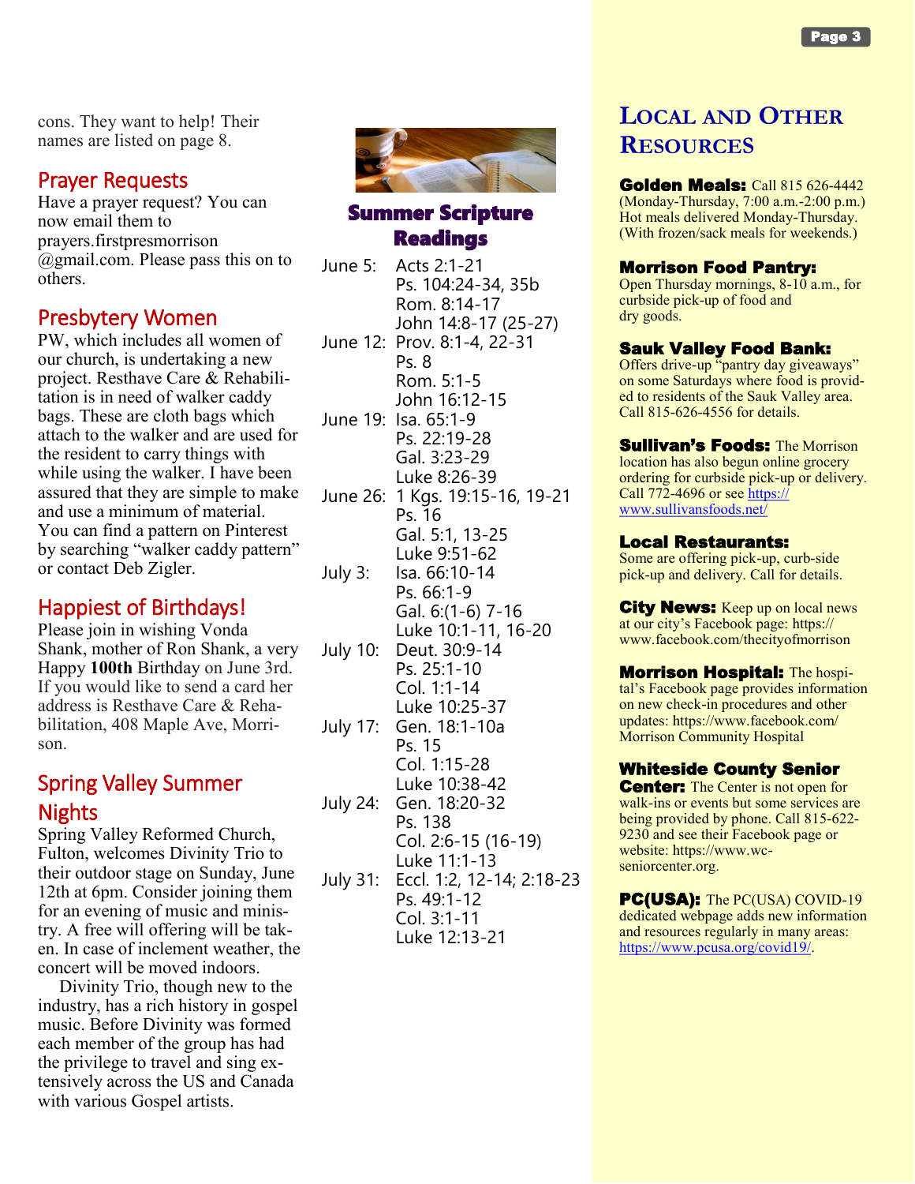cons. They want to help! Their names are listed on page 8.

## Prayer Requests

Have a prayer request? You can now email them to prayers.firstpresmorrison@gmail.com. Please pass this on to others.

## Presbytery Women

PW, which includes all women of our church, is undertaking a new project. Resthave Care & Rehabilitation is in need of walker caddy bags. These are cloth bags which attach to the walker and are used for the resident to carry things with while using the walker. I have been assured that they are simple to make and use a minimum of material. You can find a pattern on Pinterest by searching "walker caddy pattern" or contact Deb Zigler.

## Happiest of Birthdays!

Please join in wishing Vonda Shank, mother of Ron Shank, a very Happy **100th** Birthday on June 3rd. If you would like to send a card her address is Resthave Care & Rehabilitation, 408 Maple Ave, Morrison.

## Spring Valley Summer Nights

Spring Valley Reformed Church, Fulton, welcomes Divinity Trio to their outdoor stage on Sunday, June 12th at 6pm. Consider joining them for an evening of music and ministry. A free will offering will be taken. In case of inclement weather, the concert will be moved indoors.

Divinity Trio, though new to the industry, has a rich history in gospel music. Before Divinity was formed each member of the group has had the privilege to travel and sing extensively across the US and Canada with various Gospel artists.

## Summer Scripture Readings

June 5: Acts 2:1-21
Ps. 104:24-34, 35b
Rom. 8:14-17
John 14:8-17 (25-27)

June 12: Prov. 8:1-4, 22-31
Ps. 8
Rom. 5:1-5
John 16:12-15

June 19: Isa. 65:1-9
Ps. 22:19-28
Gal. 3:23-29
Luke 8:26-39

June 26: 1 Kgs. 19:15-16, 19-21
Ps. 16
Gal. 5:1, 13-25
Luke 9:51-62

July 3: Isa. 66:10-14
Ps. 66:1-9
Gal. 6:(1-6) 7-16
Luke 10:1-11, 16-20

July 10: Deut. 30:9-14
Ps. 25:1-10
Col. 1:1-14
Luke 10:25-37

July 17: Gen. 18:1-10a
Ps. 15
Col. 1:15-28
Luke 10:38-42

July 24: Gen. 18:20-32
Ps. 138
Col. 2:6-15 (16-19)
Luke 11:1-13

July 31: Eccl. 1:2, 12-14; 2:18-23
Ps. 49:1-12
Col. 3:1-11
Luke 12:13-21

## Local and Other Resources

**Golden Meals:** Call 815 626-4442 (Monday-Thursday, 7:00 a.m.-2:00 p.m.) Hot meals delivered Monday-Thursday. (With frozen/sack meals for weekends.)

**Morrison Food Pantry:** Open Thursday mornings, 8-10 a.m., for curbside pick-up of food and dry goods.

**Sauk Valley Food Bank:** Offers drive-up "pantry day giveaways" on some Saturdays where food is provided to residents of the Sauk Valley area. Call 815-626-4556 for details.

**Sullivan's Foods:** The Morrison location has also begun online grocery ordering for curbside pick-up or delivery. Call 772-4696 or see https://www.sullivansfoods.net/

**Local Restaurants:** Some are offering pick-up, curb-side pick-up and delivery. Call for details.

**City News:** Keep up on local news at our city's Facebook page: https://www.facebook.com/thecityofmorrison

**Morrison Hospital:** The hospital's Facebook page provides information on new check-in procedures and other updates: https://www.facebook.com/Morrison Community Hospital

**Whiteside County Senior Center:** The Center is not open for walk-ins or events but some services are being provided by phone. Call 815-622-9230 and see their Facebook page or website: https://www.wc-seniorcenter.org.

**PC(USA):** The PC(USA) COVID-19 dedicated webpage adds new information and resources regularly in many areas: https://www.pcusa.org/covid19/.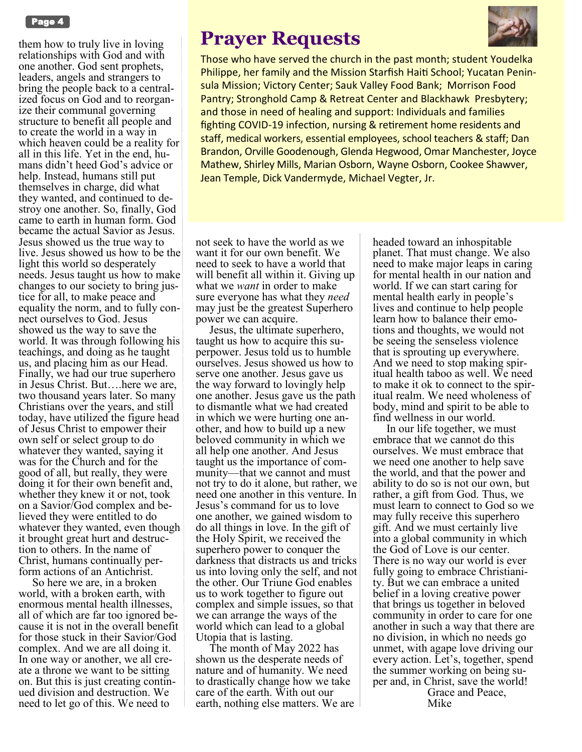them how to truly live in loving relationships with God and with one another. God sent prophets, leaders, angels and strangers to bring the people back to a centralized focus on God and to reorganize their communal governing structure to benefit all people and to create the world in a way in which heaven could be a reality for all in this life. Yet in the end, humans didn't heed God's advice or help. Instead, humans still put themselves in charge, did what they wanted, and continued to destroy one another. So, finally, God came to earth in human form. God became the actual Savior as Jesus. Jesus showed us the true way to live. Jesus showed us how to be the light this world so desperately needs. Jesus taught us how to make changes to our society to bring justice for all, to make peace and equality the norm, and to fully connect ourselves to God. Jesus showed us the way to save the world. It was through following his teachings, and doing as he taught us, and placing him as our Head. Finally, we had our true superhero in Jesus Christ. But….here we are, two thousand years later. So many Christians over the years, and still today, have utilized the figure head of Jesus Christ to empower their own self or select group to do whatever they wanted, saying it was for the Church and for the good of all, but really, they were doing it for their own benefit and, whether they knew it or not, took on a Savior/God complex and believed they were entitled to do whatever they wanted, even though it brought great hurt and destruction to others. In the name of Christ, humans continually perform actions of an Antichrist.

So here we are, in a broken world, with a broken earth, with enormous mental health illnesses, all of which are far too ignored because it is not in the overall benefit for those stuck in their Savior/God complex. And we are all doing it. In one way or another, we all create a throne we want to be sitting on. But this is just creating continued division and destruction. We need to let go of this. We need to not seek to have the world as we want it for our own benefit. We need to seek to have a world that will benefit all within it. Giving up what we *want* in order to make sure everyone has what they *need* may just be the greatest Superhero power we can acquire.

Jesus, the ultimate superhero, taught us how to acquire this superpower. Jesus told us to humble ourselves. Jesus showed us how to serve one another. Jesus gave us the way forward to lovingly help one another. Jesus gave us the path to dismantle what we had created in which we were hurting one another, and how to build up a new beloved community in which we all help one another. And Jesus taught us the importance of community—that we cannot and must not try to do it alone, but rather, we need one another in this venture. In Jesus's command for us to love one another, we gained wisdom to do all things in love. In the gift of the Holy Spirit, we received the superhero power to conquer the darkness that distracts us and tricks us into loving only the self, and not the other. Our Triune God enables us to work together to figure out complex and simple issues, so that we can arrange the ways of the world which can lead to a global Utopia that is lasting.

The month of May 2022 has shown us the desperate needs of nature and of humanity. We need to drastically change how we take care of the earth. With out our earth, nothing else matters. We are headed toward an inhospitable planet. That must change. We also need to make major leaps in caring for mental health in our nation and world. If we can start caring for mental health early in people's lives and continue to help people learn how to balance their emotions and thoughts, we would not be seeing the senseless violence that is sprouting up everywhere. And we need to stop making spiritual health taboo as well. We need to make it ok to connect to the spiritual realm. We need wholeness of body, mind and spirit to be able to find wellness in our world.

In our life together, we must embrace that we cannot do this ourselves. We must embrace that we need one another to help save the world, and that the power and ability to do so is not our own, but rather, a gift from God. Thus, we must learn to connect to God so we may fully receive this superhero gift. And we must certainly live into a global community in which the God of Love is our center. There is no way our world is ever fully going to embrace Christianity. But we can embrace a united belief in a loving creative power that brings us together in beloved community in order to care for one another in such a way that there are no division, in which no needs go unmet, with agape love driving our every action. Let's, together, spend the summer working on being super and, in Christ, save the world!

Grace and Peace,
Mike

# Prayer Requests

Those who have served the church in the past month; student Youdelka Philippe, her family and the Mission Starfish Haiti School; Yucatan Peninsula Mission; Victory Center; Sauk Valley Food Bank; Morrison Food Pantry; Stronghold Camp & Retreat Center and Blackhawk Presbytery; and those in need of healing and support: Individuals and families fighting COVID-19 infection, nursing & retirement home residents and staff, medical workers, essential employees, school teachers & staff; Dan Brandon, Orville Goodenough, Glenda Hegwood, Omar Manchester, Joyce Mathew, Shirley Mills, Marian Osborn, Wayne Osborn, Cookee Shawver, Jean Temple, Dick Vandermyde, Michael Vegter, Jr.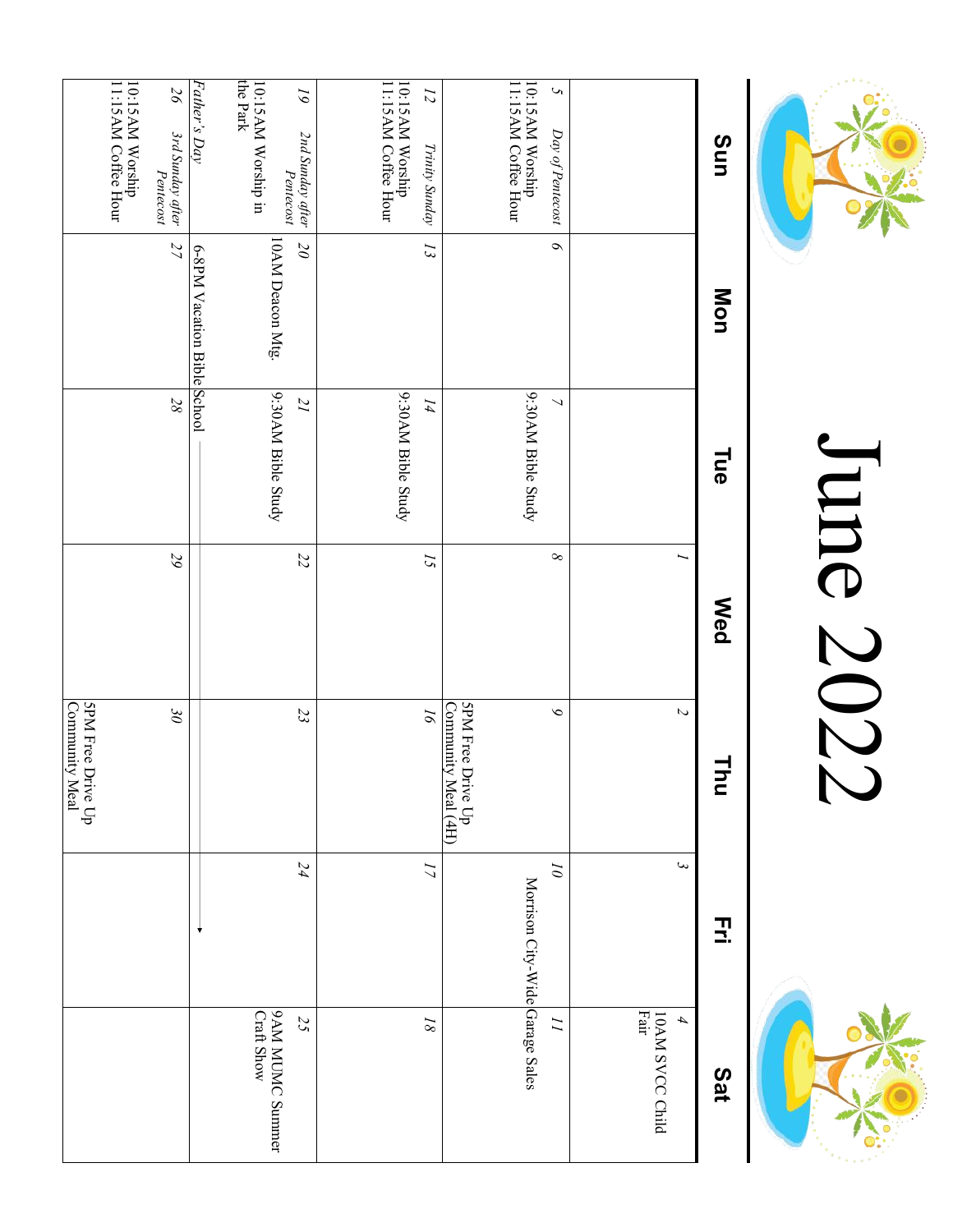# June 2022

| Sun | Mon | Tue | Wed | Thu | Fri | Sat |
|---|---|---|---|---|---|---|
| | | | 1 | 2 | 3 | 4<br>10AM SVCC Child Fair |
| 5 *Day of Pentecost*<br>10:15AM Worship<br>11:15AM Coffee Hour | 6 | 7<br>9:30AM Bible Study | 8 | 9 | 10<br>Morrison City-Wide Garage Sales | 11 |
| 12 *Trinity Sunday*<br>10:15AM Worship<br>11:15AM Coffee Hour | 13 | 14<br>9:30AM Bible Study | 15 | 16<br>5PM Free Drive Up Community Meal (4H) | 17 | 18 |
| 19 *2nd Sunday after Pentecost*<br>10:15AM Worship in the Park<br>*Father's Day* | 20<br>10AM Deacon Mtg.<br>6-8PM Vacation Bible School → | 21<br>9:30AM Bible Study | 22 | 23 | 24 | 25<br>9AM MUMC Summer Craft Show |
| 26 *3rd Sunday after Pentecost*<br>10:15AM Worship<br>11:15AM Coffee Hour | 27 | 28 | 29 | 30<br>5PM Free Drive Up Community Meal | | |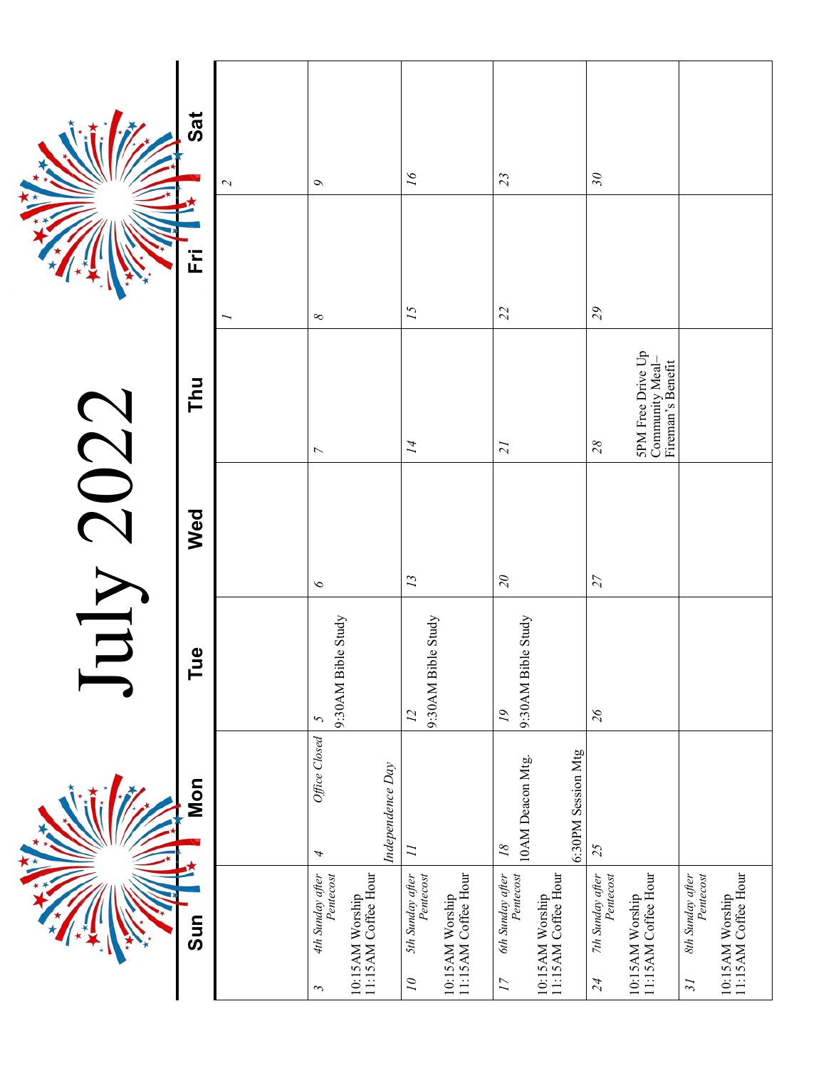# July 2022

| Sun | Mon | Tue | Wed | Thu | Fri | Sat |
|---|---|---|---|---|---|---|
| | | | | | 1 | 2 |
| 3 *4th Sunday after Pentecost*<br>10:15AM Worship<br>11:15AM Coffee Hour | 4 *Office Closed*<br>*Independence Day* | 5<br>9:30AM Bible Study | 6 | 7 | 8 | 9 |
| 10 *5th Sunday after Pentecost*<br>10:15AM Worship<br>11:15AM Coffee Hour | 11 | 12<br>9:30AM Bible Study | 13 | 14 | 15 | 16 |
| 17 *6th Sunday after Pentecost*<br>10:15AM Worship<br>11:15AM Coffee Hour | 18<br>10AM Deacon Mtg.<br>6:30PM Session Mtg | 19<br>9:30AM Bible Study | 20 | 21 | 22 | 23 |
| 24 *7th Sunday after Pentecost*<br>10:15AM Worship<br>11:15AM Coffee Hour | 25 | 26 | 27 | 28<br>5PM Free Drive Up Community Meal– Fireman's Benefit | 29 | 30 |
| 31 *8th Sunday after Pentecost*<br>10:15AM Worship<br>11:15AM Coffee Hour | | | | | | |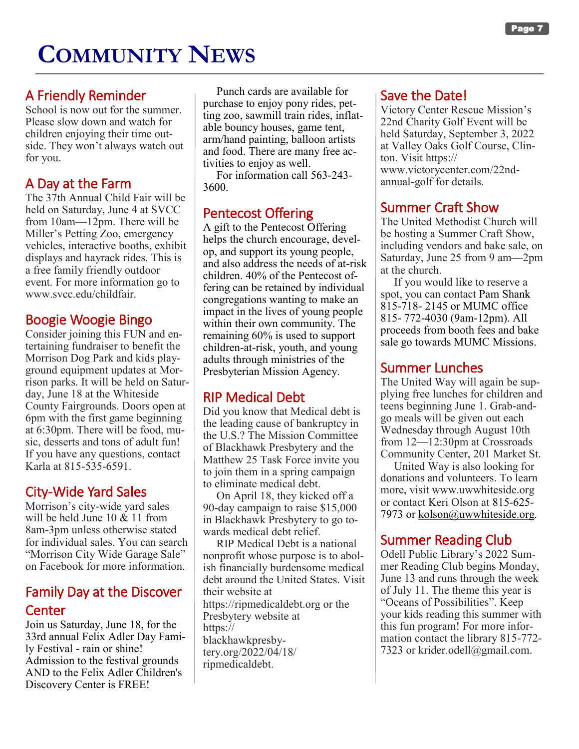# Community News

## A Friendly Reminder

School is now out for the summer. Please slow down and watch for children enjoying their time outside. They won't always watch out for you.

## A Day at the Farm

The 37th Annual Child Fair will be held on Saturday, June 4 at SVCC from 10am—12pm. There will be Miller's Petting Zoo, emergency vehicles, interactive booths, exhibit displays and hayrack rides. This is a free family friendly outdoor event. For more information go to www.svcc.edu/childfair.

## Boogie Woogie Bingo

Consider joining this FUN and entertaining fundraiser to benefit the Morrison Dog Park and kids playground equipment updates at Morrison parks. It will be held on Saturday, June 18 at the Whiteside County Fairgrounds. Doors open at 6pm with the first game beginning at 6:30pm. There will be food, music, desserts and tons of adult fun! If you have any questions, contact Karla at 815-535-6591.

## City-Wide Yard Sales

Morrison's city-wide yard sales will be held June 10 & 11 from 8am-3pm unless otherwise stated for individual sales. You can search "Morrison City Wide Garage Sale" on Facebook for more information.

## Family Day at the Discover Center

Join us Saturday, June 18, for the 33rd annual Felix Adler Day Family Festival - rain or shine! Admission to the festival grounds AND to the Felix Adler Children's Discovery Center is FREE!

Punch cards are available for purchase to enjoy pony rides, petting zoo, sawmill train rides, inflatable bouncy houses, game tent, arm/hand painting, balloon artists and food. There are many free activities to enjoy as well.

For information call 563-243-3600.

## Pentecost Offering

A gift to the Pentecost Offering helps the church encourage, develop, and support its young people, and also address the needs of at-risk children. 40% of the Pentecost offering can be retained by individual congregations wanting to make an impact in the lives of young people within their own community. The remaining 60% is used to support children-at-risk, youth, and young adults through ministries of the Presbyterian Mission Agency.

## RIP Medical Debt

Did you know that Medical debt is the leading cause of bankruptcy in the U.S.? The Mission Committee of Blackhawk Presbytery and the Matthew 25 Task Force invite you to join them in a spring campaign to eliminate medical debt.

On April 18, they kicked off a 90-day campaign to raise $15,000 in Blackhawk Presbytery to go towards medical debt relief.

RIP Medical Debt is a national nonprofit whose purpose is to abolish financially burdensome medical debt around the United States. Visit their website at https://ripmedicaldebt.org or the Presbytery website at https://blackhawkpresbytery.org/2022/04/18/ripmedicaldebt.

## Save the Date!

Victory Center Rescue Mission's 22nd Charity Golf Event will be held Saturday, September 3, 2022 at Valley Oaks Golf Course, Clinton. Visit https://www.victorycenter.com/22nd-annual-golf for details.

## Summer Craft Show

The United Methodist Church will be hosting a Summer Craft Show, including vendors and bake sale, on Saturday, June 25 from 9 am—2pm at the church.

If you would like to reserve a spot, you can contact Pam Shank 815-718- 2145 or MUMC office 815- 772-4030 (9am-12pm). All proceeds from booth fees and bake sale go towards MUMC Missions.

## Summer Lunches

The United Way will again be supplying free lunches for children and teens beginning June 1. Grab-and-go meals will be given out each Wednesday through August 10th from 12—12:30pm at Crossroads Community Center, 201 Market St.

United Way is also looking for donations and volunteers. To learn more, visit www.uwwhiteside.org or contact Keri Olson at 815-625-7973 or kolson@uwwhiteside.org.

## Summer Reading Club

Odell Public Library's 2022 Summer Reading Club begins Monday, June 13 and runs through the week of July 11. The theme this year is "Oceans of Possibilities". Keep your kids reading this summer with this fun program! For more information contact the library 815-772-7323 or krider.odell@gmail.com.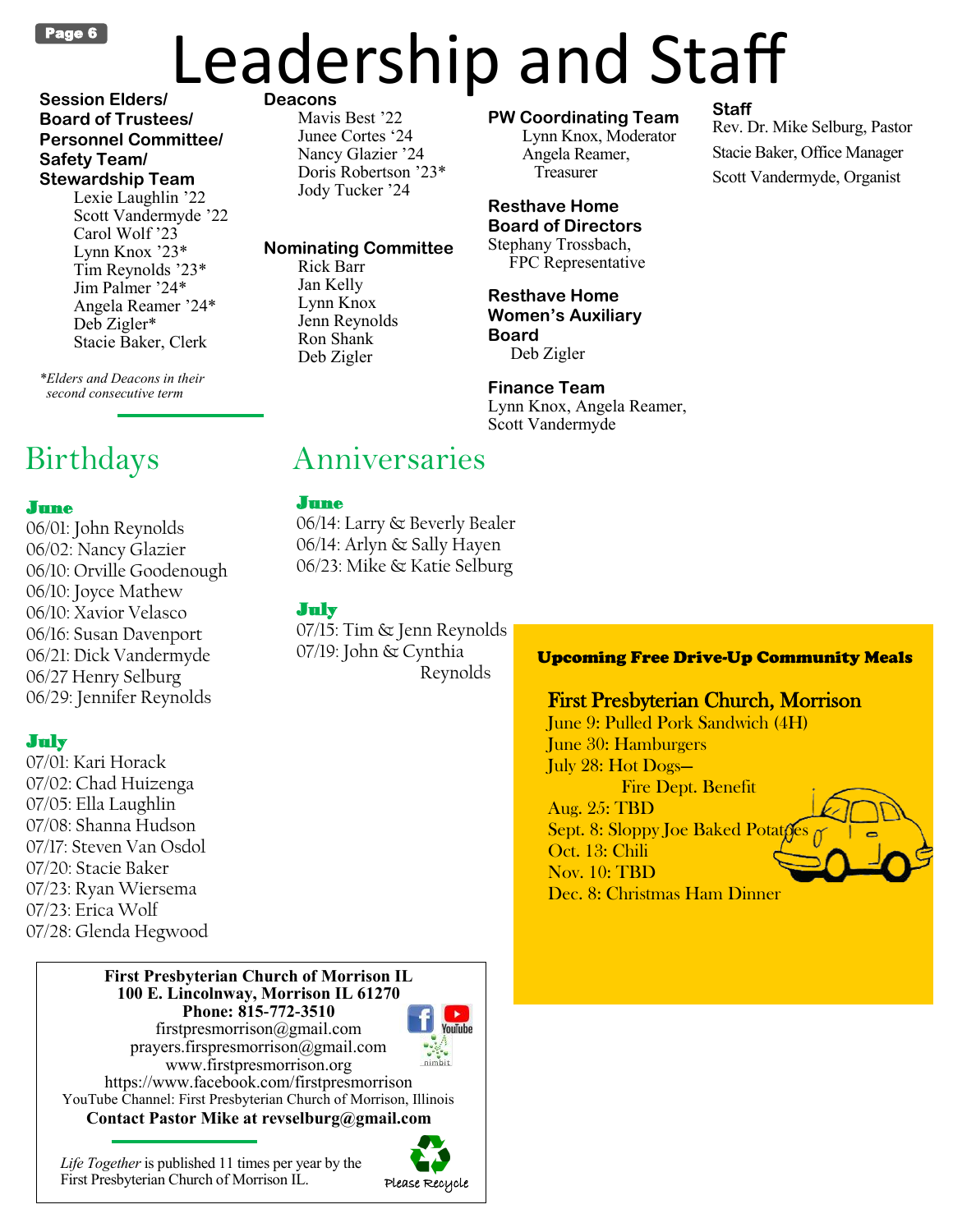# Leadership and Staff

**Session Elders/ Board of Trustees/ Personnel Committee/ Safety Team/ Stewardship Team**

Lexie Laughlin '22
Scott Vandermyde '22
Carol Wolf '23
Lynn Knox '23*
Tim Reynolds '23*
Jim Palmer '24*
Angela Reamer '24*
Deb Zigler*
Stacie Baker, Clerk

*\*Elders and Deacons in their second consecutive term*

**Deacons**

Mavis Best '22
Junee Cortes '24
Nancy Glazier '24
Doris Robertson '23*
Jody Tucker '24

**Nominating Committee**

Rick Barr
Jan Kelly
Lynn Knox
Jenn Reynolds
Ron Shank
Deb Zigler

**PW Coordinating Team**

Lynn Knox, Moderator
Angela Reamer, Treasurer

**Resthave Home Board of Directors**

Stephany Trossbach, FPC Representative

**Resthave Home Women's Auxiliary Board**

Deb Zigler

**Finance Team**

Lynn Knox, Angela Reamer, Scott Vandermyde

**Staff**

Rev. Dr. Mike Selburg, Pastor
Stacie Baker, Office Manager
Scott Vandermyde, Organist

## Birthdays

**June**

06/01: John Reynolds
06/02: Nancy Glazier
06/10: Orville Goodenough
06/10: Joyce Mathew
06/10: Xavior Velasco
06/16: Susan Davenport
06/21: Dick Vandermyde
06/27 Henry Selburg
06/29: Jennifer Reynolds

**July**

07/01: Kari Horack
07/02: Chad Huizenga
07/05: Ella Laughlin
07/08: Shanna Hudson
07/17: Steven Van Osdol
07/20: Stacie Baker
07/23: Ryan Wiersema
07/23: Erica Wolf
07/28: Glenda Hegwood

## Anniversaries

**June**

06/14: Larry & Beverly Bealer
06/14: Arlyn & Sally Hayen
06/23: Mike & Katie Selburg

**July**

07/15: Tim & Jenn Reynolds
07/19: John & Cynthia Reynolds

**Upcoming Free Drive-Up Community Meals**

**First Presbyterian Church, Morrison**

June 9: Pulled Pork Sandwich (4H)
June 30: Hamburgers
July 28: Hot Dogs— Fire Dept. Benefit
Aug. 25: TBD
Sept. 8: Sloppy Joe Baked Potatoes
Oct. 13: Chili
Nov. 10: TBD
Dec. 8: Christmas Ham Dinner

**First Presbyterian Church of Morrison IL**
**100 E. Lincolnway, Morrison IL 61270**
**Phone: 815-772-3510**
firstpresmorrison@gmail.com
prayers.firspresmorrison@gmail.com
www.firstpresmorrison.org
https://www.facebook.com/firstpresmorrison
YouTube Channel: First Presbyterian Church of Morrison, Illinois
**Contact Pastor Mike at revselburg@gmail.com**

*Life Together* is published 11 times per year by the First Presbyterian Church of Morrison IL.

Please Recycle